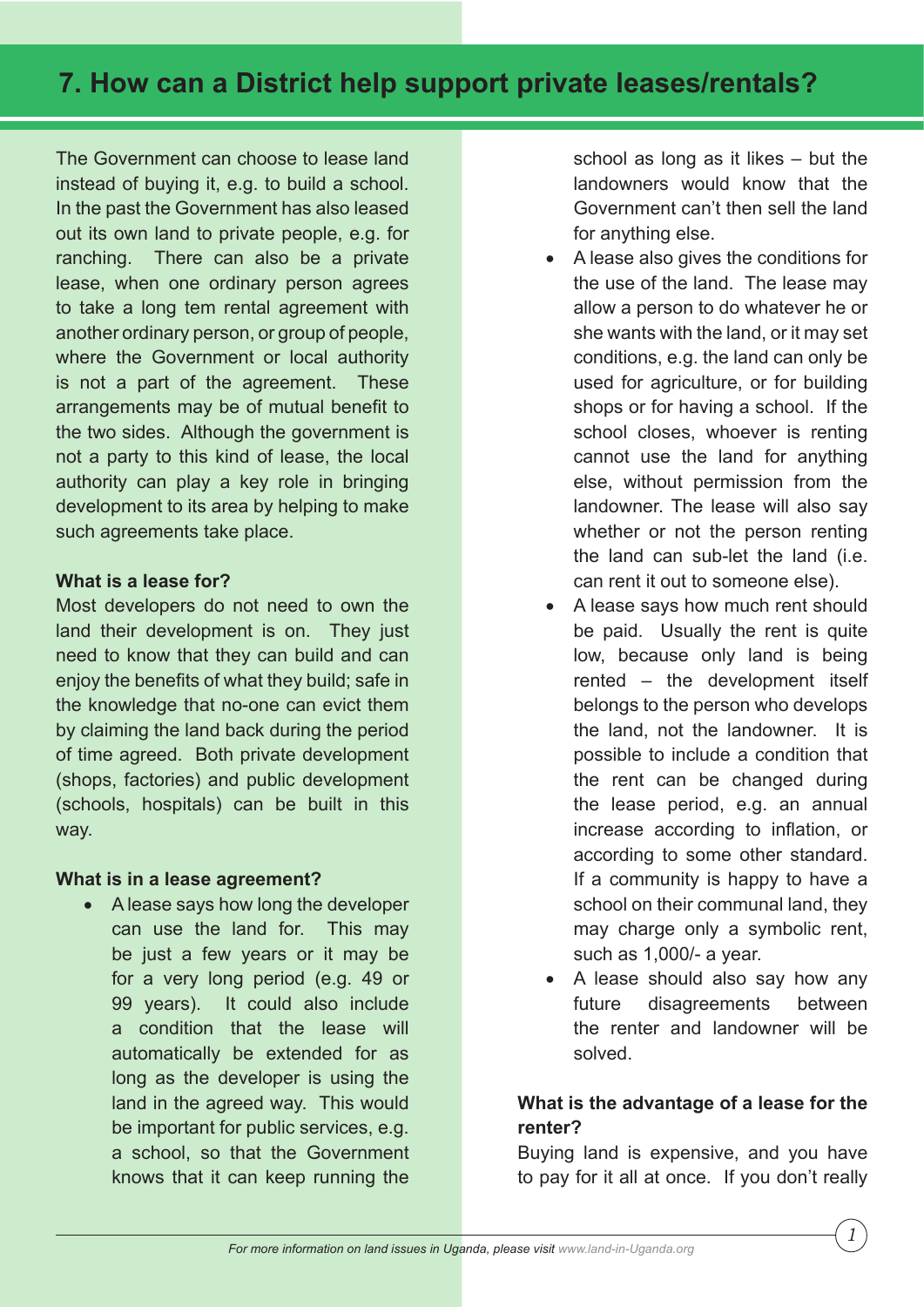# 7. How can a District help support private leases/rentals?

The Government can choose to lease land instead of buying it, e.g. to build a school. In the past the Government has also leased out its own land to private people, e.g. for ranching. There can also be a private lease, when one ordinary person agrees to take a long tem rental agreement with another ordinary person, or group of people, where the Government or local authority is not a part of the agreement. These arrangements may be of mutual benefit to the two sides. Although the government is not a party to this kind of lease, the local authority can play a key role in bringing development to its area by helping to make such agreements take place.

**What is a lease for?**

Most developers do not need to own the land their development is on. They just need to know that they can build and can enjoy the benefits of what they build; safe in the knowledge that no-one can evict them by claiming the land back during the period of time agreed. Both private development (shops, factories) and public development (schools, hospitals) can be built in this way.

**What is in a lease agreement?**

- A lease says how long the developer can use the land for. This may be just a few years or it may be for a very long period (e.g. 49 or 99 years). It could also include a condition that the lease will automatically be extended for as long as the developer is using the land in the agreed way. This would be important for public services, e.g. a school, so that the Government knows that it can keep running the school as long as it likes – but the landowners would know that the Government can't then sell the land for anything else.
- A lease also gives the conditions for the use of the land. The lease may allow a person to do whatever he or she wants with the land, or it may set conditions, e.g. the land can only be used for agriculture, or for building shops or for having a school. If the school closes, whoever is renting cannot use the land for anything else, without permission from the landowner. The lease will also say whether or not the person renting the land can sub-let the land (i.e. can rent it out to someone else).
- A lease says how much rent should be paid. Usually the rent is quite low, because only land is being rented – the development itself belongs to the person who develops the land, not the landowner. It is possible to include a condition that the rent can be changed during the lease period, e.g. an annual increase according to inflation, or according to some other standard. If a community is happy to have a school on their communal land, they may charge only a symbolic rent, such as 1,000/- a year.
- A lease should also say how any future disagreements between the renter and landowner will be solved.

**What is the advantage of a lease for the renter?**

Buying land is expensive, and you have to pay for it all at once. If you don't really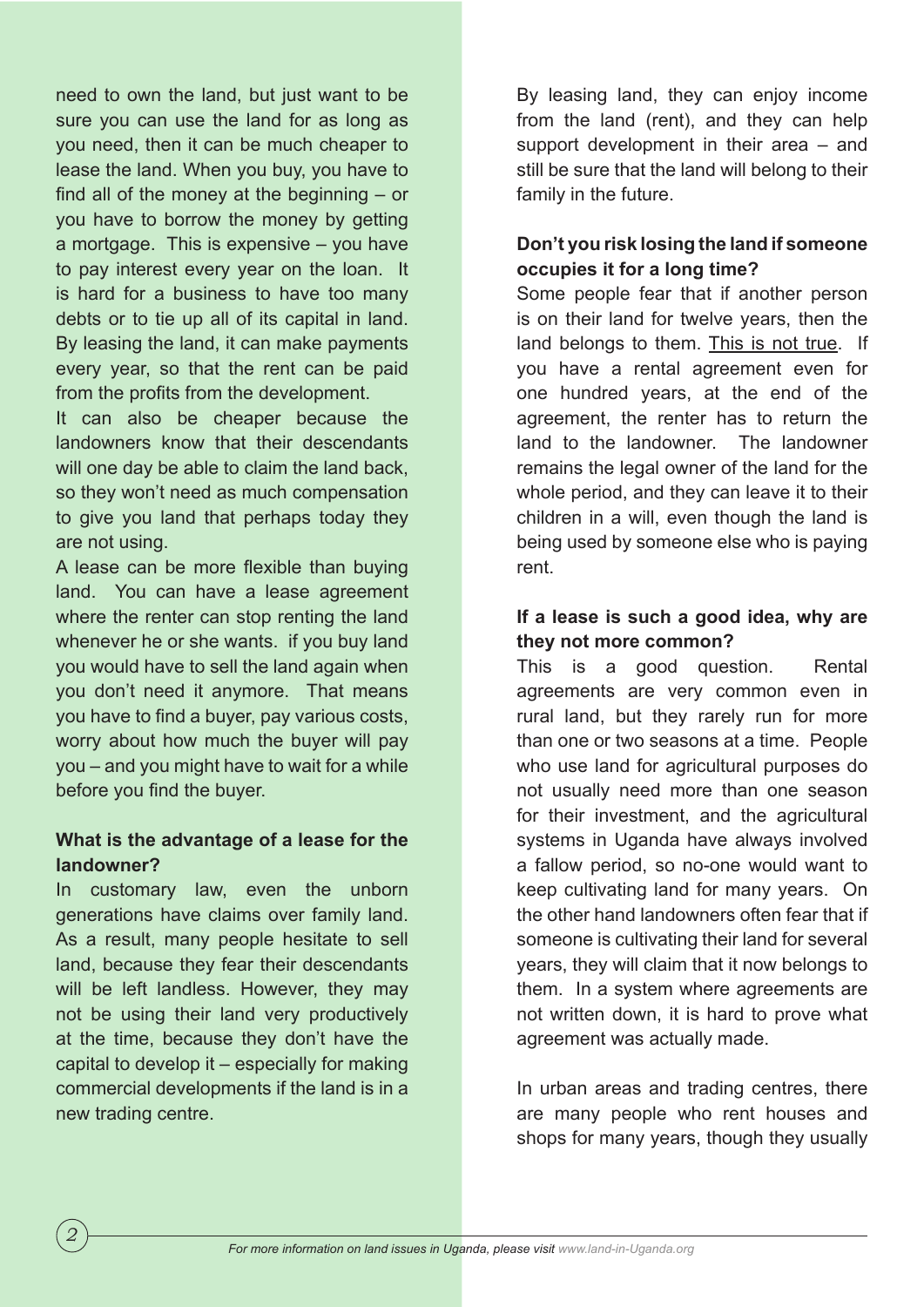need to own the land, but just want to be sure you can use the land for as long as you need, then it can be much cheaper to lease the land. When you buy, you have to find all of the money at the beginning – or you have to borrow the money by getting a mortgage. This is expensive – you have to pay interest every year on the loan. It is hard for a business to have too many debts or to tie up all of its capital in land. By leasing the land, it can make payments every year, so that the rent can be paid from the profits from the development.

It can also be cheaper because the landowners know that their descendants will one day be able to claim the land back, so they won't need as much compensation to give you land that perhaps today they are not using.

A lease can be more flexible than buying land. You can have a lease agreement where the renter can stop renting the land whenever he or she wants. if you buy land you would have to sell the land again when you don't need it anymore. That means you have to find a buyer, pay various costs, worry about how much the buyer will pay you – and you might have to wait for a while before you find the buyer.

**What is the advantage of a lease for the landowner?**

In customary law, even the unborn generations have claims over family land. As a result, many people hesitate to sell land, because they fear their descendants will be left landless. However, they may not be using their land very productively at the time, because they don't have the capital to develop it – especially for making commercial developments if the land is in a new trading centre.

By leasing land, they can enjoy income from the land (rent), and they can help support development in their area – and still be sure that the land will belong to their family in the future.

**Don't you risk losing the land if someone occupies it for a long time?**

Some people fear that if another person is on their land for twelve years, then the land belongs to them. This is not true. If you have a rental agreement even for one hundred years, at the end of the agreement, the renter has to return the land to the landowner. The landowner remains the legal owner of the land for the whole period, and they can leave it to their children in a will, even though the land is being used by someone else who is paying rent.

**If a lease is such a good idea, why are they not more common?**

This is a good question. Rental agreements are very common even in rural land, but they rarely run for more than one or two seasons at a time. People who use land for agricultural purposes do not usually need more than one season for their investment, and the agricultural systems in Uganda have always involved a fallow period, so no-one would want to keep cultivating land for many years. On the other hand landowners often fear that if someone is cultivating their land for several years, they will claim that it now belongs to them. In a system where agreements are not written down, it is hard to prove what agreement was actually made.

In urban areas and trading centres, there are many people who rent houses and shops for many years, though they usually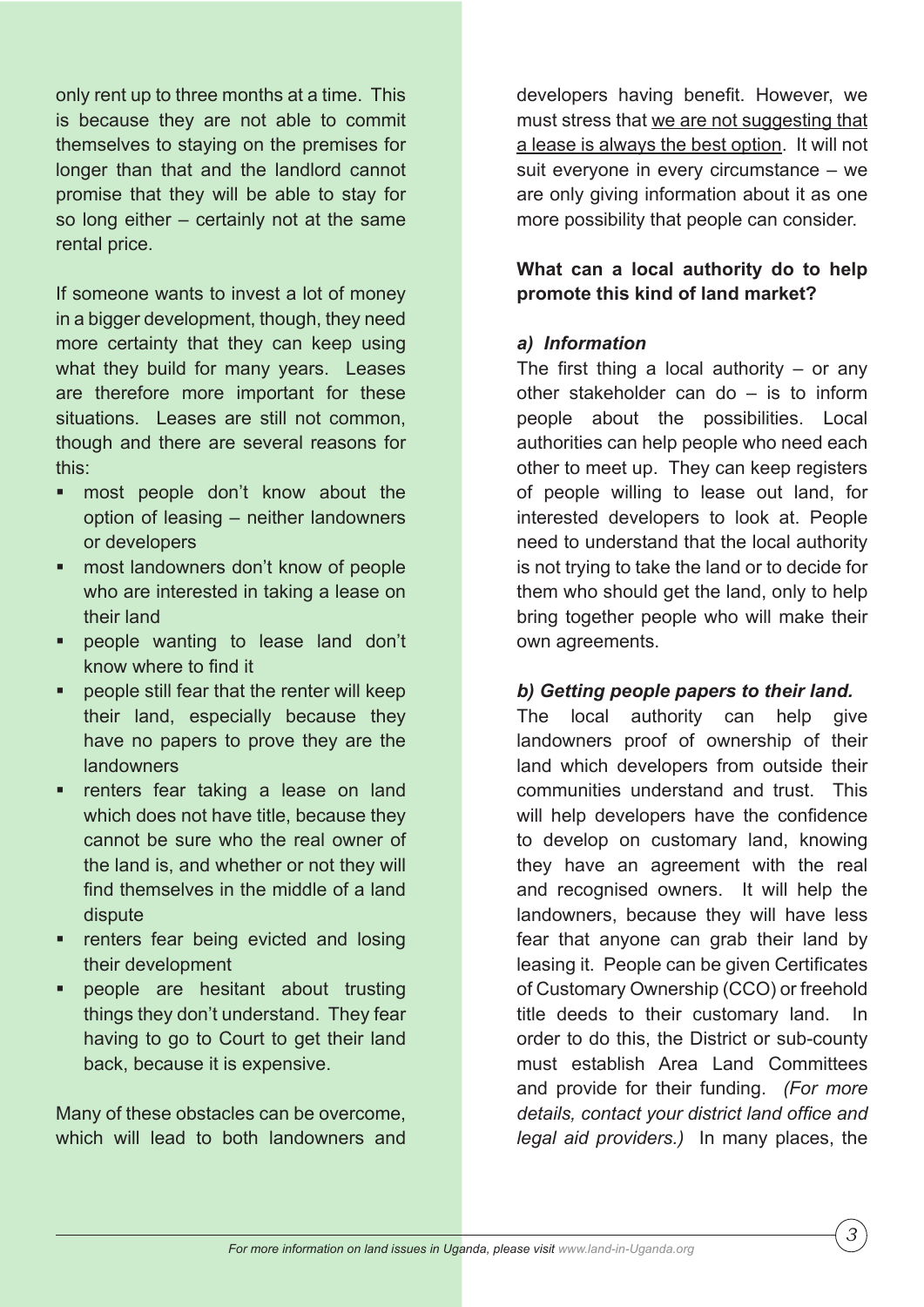only rent up to three months at a time. This is because they are not able to commit themselves to staying on the premises for longer than that and the landlord cannot promise that they will be able to stay for so long either – certainly not at the same rental price.

If someone wants to invest a lot of money in a bigger development, though, they need more certainty that they can keep using what they build for many years. Leases are therefore more important for these situations. Leases are still not common, though and there are several reasons for this:

- most people don't know about the option of leasing – neither landowners or developers
- most landowners don't know of people who are interested in taking a lease on their land
- people wanting to lease land don't know where to find it
- people still fear that the renter will keep their land, especially because they have no papers to prove they are the landowners
- renters fear taking a lease on land which does not have title, because they cannot be sure who the real owner of the land is, and whether or not they will find themselves in the middle of a land dispute
- renters fear being evicted and losing their development
- people are hesitant about trusting things they don't understand. They fear having to go to Court to get their land back, because it is expensive.

Many of these obstacles can be overcome, which will lead to both landowners and developers having benefit. However, we must stress that <u>we are not suggesting that a lease is always the best option</u>. It will not suit everyone in every circumstance – we are only giving information about it as one more possibility that people can consider.

**What can a local authority do to help promote this kind of land market?**

***a) Information***

The first thing a local authority – or any other stakeholder can do – is to inform people about the possibilities. Local authorities can help people who need each other to meet up. They can keep registers of people willing to lease out land, for interested developers to look at. People need to understand that the local authority is not trying to take the land or to decide for them who should get the land, only to help bring together people who will make their own agreements.

***b) Getting people papers to their land.***

The local authority can help give landowners proof of ownership of their land which developers from outside their communities understand and trust. This will help developers have the confidence to develop on customary land, knowing they have an agreement with the real and recognised owners. It will help the landowners, because they will have less fear that anyone can grab their land by leasing it. People can be given Certificates of Customary Ownership (CCO) or freehold title deeds to their customary land. In order to do this, the District or sub-county must establish Area Land Committees and provide for their funding. *(For more details, contact your district land office and legal aid providers.)* In many places, the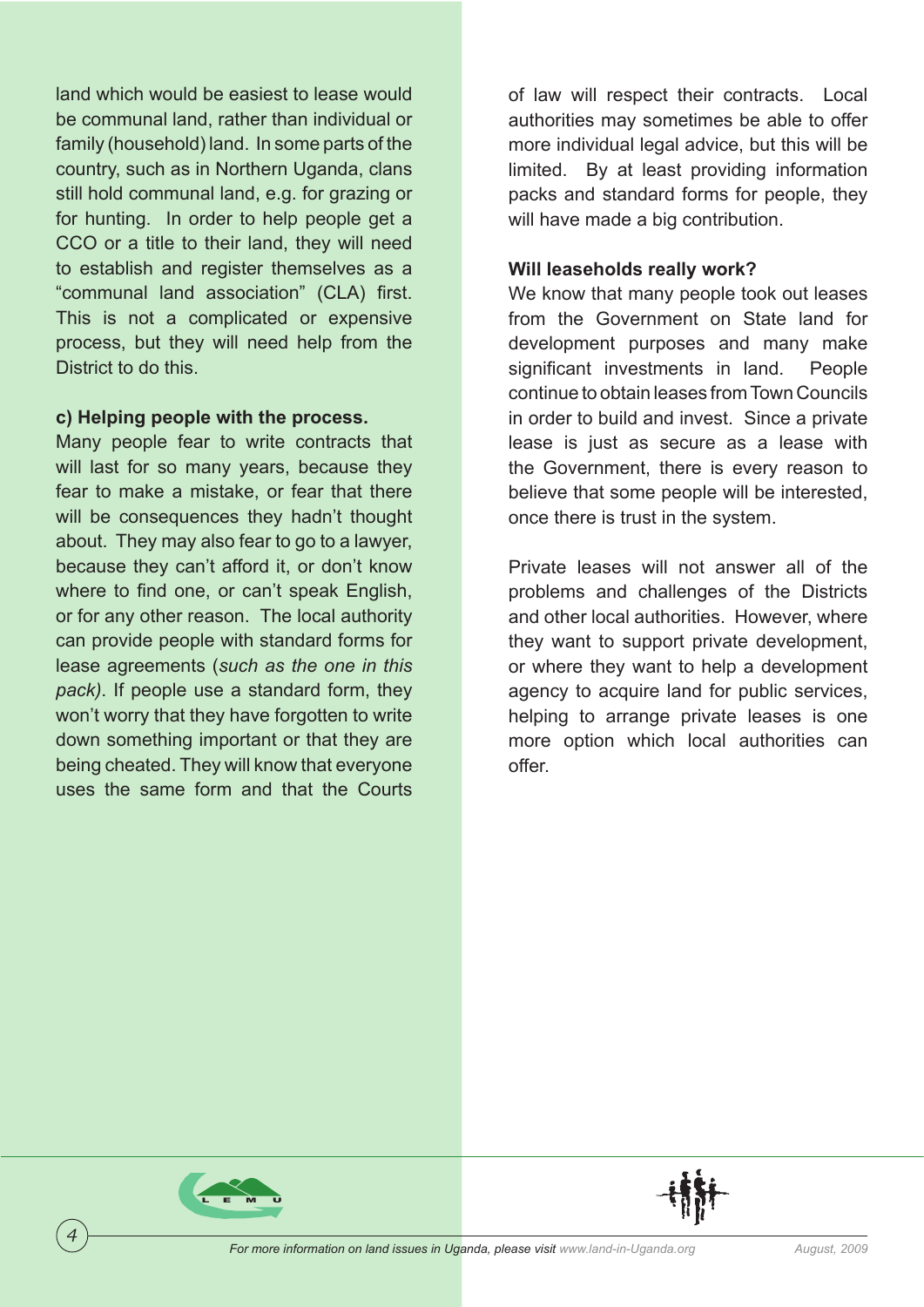land which would be easiest to lease would be communal land, rather than individual or family (household) land. In some parts of the country, such as in Northern Uganda, clans still hold communal land, e.g. for grazing or for hunting. In order to help people get a CCO or a title to their land, they will need to establish and register themselves as a "communal land association" (CLA) first. This is not a complicated or expensive process, but they will need help from the District to do this.

**c) Helping people with the process.**

Many people fear to write contracts that will last for so many years, because they fear to make a mistake, or fear that there will be consequences they hadn't thought about. They also fear to go to a lawyer, because they can't afford it, or don't know where to find one, or can't speak English, or for any other reason. The local authority can provide people with standard forms for lease agreements (*such as the one in this pack)*. If people use a standard form, they won't worry that they have forgotten to write down something important or that they are being cheated. They will know that everyone uses the same form and that the Courts of law will respect their contracts. Local authorities may sometimes be able to offer more individual legal advice, but this will be limited. By at least providing information packs and standard forms for people, they will have made a big contribution.

**Will leaseholds really work?**

We know that many people took out leases from the Government on State land for development purposes and many make significant investments in land. People continue to obtain leases from Town Councils in order to build and invest. Since a private lease is just as secure as a lease with the Government, there is every reason to believe that some people will be interested, once there is trust in the system.

Private leases will not answer all of the problems and challenges of the Districts and other local authorities. However, where they want to support private development, or where they want to help a development agency to acquire land for public services, helping to arrange private leases is one more option which local authorities can offer.

*For more information on land issues in Uganda, please visit www.land-in-Uganda.org*

*August, 2009*